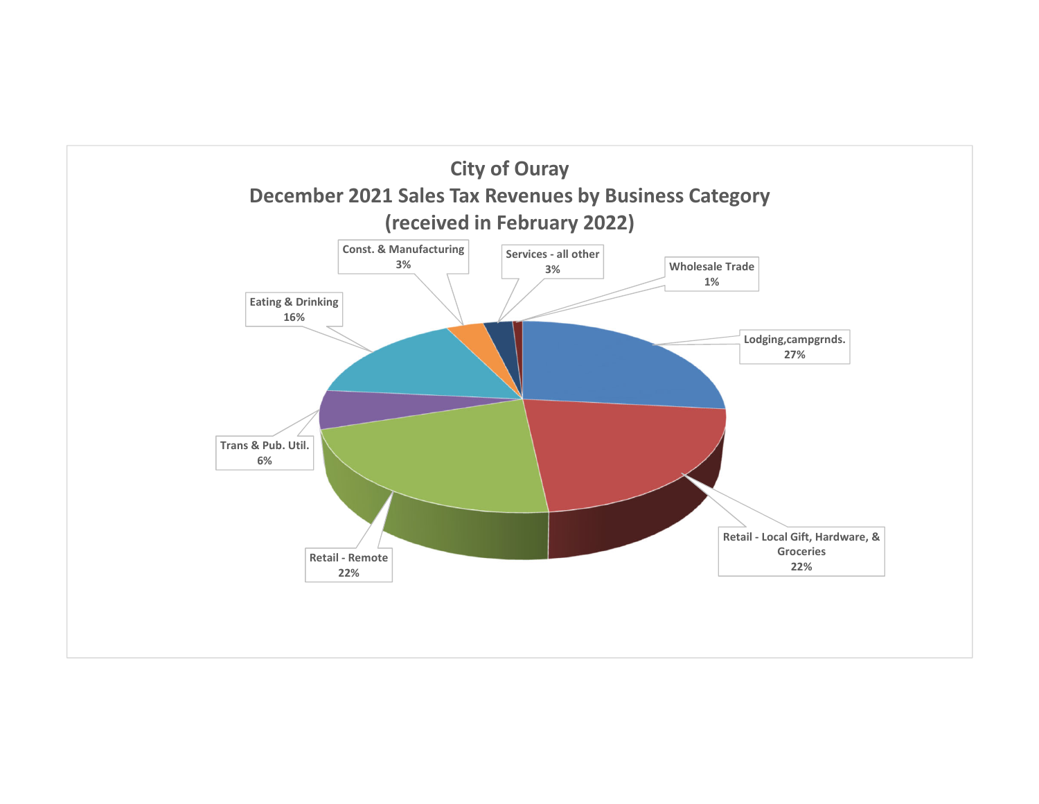# City of Ouray
## December 2021 Sales Tax Revenues by Business Category
## (received in February 2022)

| Business Category | Percentage |
|---|---|
| Lodging,campgrnds. | 27% |
| Retail - Local Gift, Hardware, & Groceries | 22% |
| Retail - Remote | 22% |
| Trans & Pub. Util. | 6% |
| Eating & Drinking | 16% |
| Const. & Manufacturing | 3% |
| Services - all other | 3% |
| Wholesale Trade | 1% |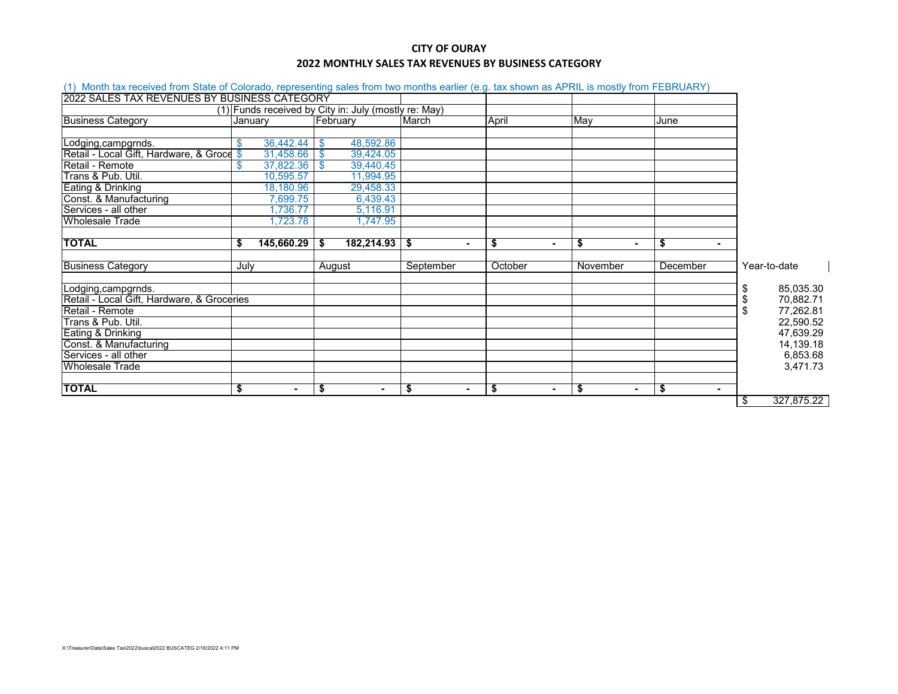# CITY OF OURAY

## 2022 MONTHLY SALES TAX REVENUES BY BUSINESS CATEGORY

(1) Month tax received from State of Colorado, representing sales from two months earlier (e.g. tax shown as APRIL is mostly from FEBRUARY)

| 2022 SALES TAX REVENUES BY BUSINESS CATEGORY | | | | | | |
|---|---|---|---|---|---|---|
| (1) | Funds received by City in: July (mostly re: May) | | | | | |
| Business Category | January | February | March | April | May | June |
| Lodging,campgrnds. | $ 36,442.44 | $ 48,592.86 | | | | |
| Retail - Local Gift, Hardware, & Groce | $ 31,458.66 | $ 39,424.05 | | | | |
| Retail - Remote | $ 37,822.36 | $ 39,440.45 | | | | |
| Trans & Pub. Util. | 10,595.57 | 11,994.95 | | | | |
| Eating & Drinking | 18,180.96 | 29,458.33 | | | | |
| Const. & Manufacturing | 7,699.75 | 6,439.43 | | | | |
| Services - all other | 1,736.77 | 5,116.91 | | | | |
| Wholesale Trade | 1,723.78 | 1,747.95 | | | | |
| **TOTAL** | **$ 145,660.29** | **$ 182,214.93** | **$ -** | **$ -** | **$ -** | **$ -** |

| Business Category | July | August | September | October | November | December | Year-to-date |
|---|---|---|---|---|---|---|---|
| Lodging,campgrnds. | | | | | | | $ 85,035.30 |
| Retail - Local Gift, Hardware, & Groceries | | | | | | | $ 70,882.71 |
| Retail - Remote | | | | | | | $ 77,262.81 |
| Trans & Pub. Util. | | | | | | | 22,590.52 |
| Eating & Drinking | | | | | | | 47,639.29 |
| Const. & Manufacturing | | | | | | | 14,139.18 |
| Services - all other | | | | | | | 6,853.68 |
| Wholesale Trade | | | | | | | 3,471.73 |
| **TOTAL** | **$ -** | **$ -** | **$ -** | **$ -** | **$ -** | **$ -** | $ 327,875.22 |

X:\Treasurer\Data\Sales Tax\2022\buscat2022 BUSCATEG 2/16/2022 4:11 PM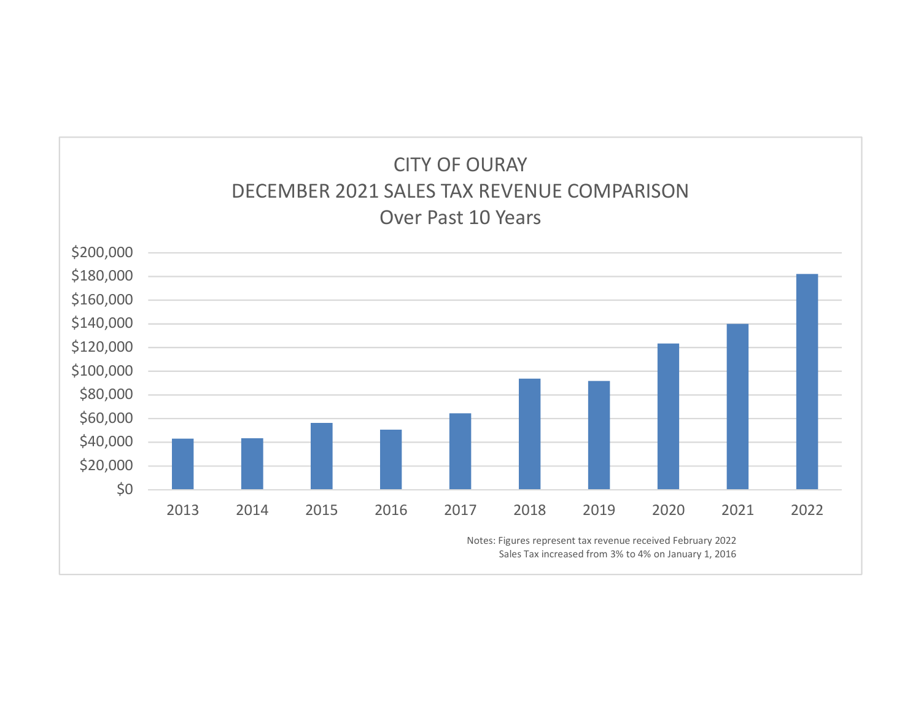# CITY OF OURAY
## DECEMBER 2021 SALES TAX REVENUE COMPARISON
### Over Past 10 Years

$200,000
$180,000
$160,000
$140,000
$120,000
$100,000
$80,000
$60,000
$40,000
$20,000
$0

2013 2014 2015 2016 2017 2018 2019 2020 2021 2022

Notes: Figures represent tax revenue received February 2022
Sales Tax increased from 3% to 4% on January 1, 2016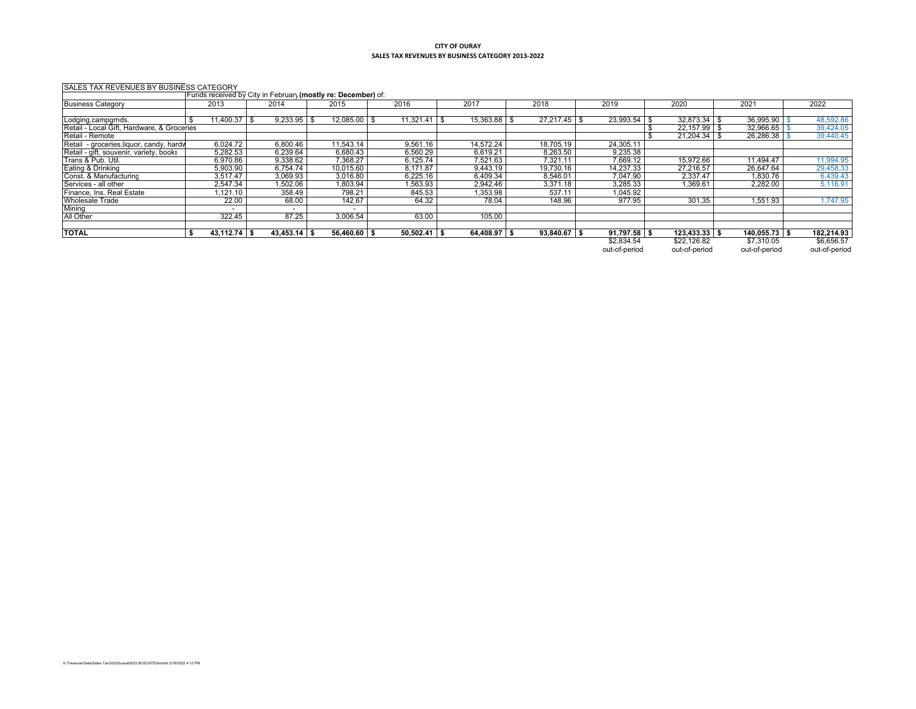**CITY OF OURAY**

**SALES TAX REVENUES BY BUSINESS CATEGORY 2013-2022**

SALES TAX REVENUES BY BUSINESS CATEGORY

Funds received by City in February **(mostly re: December)** of:

| Business Category | 2013 | 2014 | 2015 | 2016 | 2017 | 2018 | 2019 | 2020 | 2021 | 2022 |
|---|---|---|---|---|---|---|---|---|---|---|
| Lodging,campgrnds. | $ 11,400.37 | $ 9,233.95 | $ 12,085.00 | $ 11,321.41 | $ 15,363.88 | $ 27,217.45 | $ 23,993.54 | $ 32,873.34 | $ 36,995.90 | $ 48,592.86 |
| Retail - Local Gift, Hardware, & Groceries | | | | | | | | $ 22,157.99 | $ 32,966.65 | $ 39,424.05 |
| Retail - Remote | | | | | | | | $ 21,204.34 | $ 26,286.38 | $ 39,440.45 |
| Retail - groceries,liquor, candy, hardw | 6,024.72 | 6,800.46 | 11,543.14 | 9,561.16 | 14,572.24 | 18,705.19 | 24,305.11 | | | |
| Retail - gift, souvenir, variety, books | 5,282.53 | 6,239.64 | 6,680.43 | 6,560.29 | 6,619.21 | 8,263.50 | 9,235.38 | | | |
| Trans & Pub. Util. | 6,970.86 | 9,338.62 | 7,368.27 | 6,125.74 | 7,521.63 | 7,321.11 | 7,669.12 | 15,972.66 | 11,494.47 | 11,994.95 |
| Eating & Drinking | 5,903.90 | 6,754.74 | 10,015.60 | 8,171.87 | 9,443.19 | 19,730.16 | 14,237.33 | 27,216.57 | 26,647.64 | 29,458.33 |
| Const. & Manufacturing | 3,517.47 | 3,069.93 | 3,016.80 | 6,225.16 | 6,409.34 | 8,546.01 | 7,047.90 | 2,337.47 | 1,830.76 | 6,439.43 |
| Services - all other | 2,547.34 | 1,502.06 | 1,803.94 | 1,563.93 | 2,942.46 | 3,371.18 | 3,285.33 | 1,369.61 | 2,282.00 | 5,116.91 |
| Finance, Ins. Real Estate | 1,121.10 | 358.49 | 798.21 | 845.53 | 1,353.98 | 537.11 | 1,045.92 | | | |
| Wholesale Trade | 22.00 | 68.00 | 142.67 | 64.32 | 78.04 | 148.96 | 977.95 | 301.35 | 1,551.93 | 1,747.95 |
| Mining | - | - | - | | | | | | | |
| All Other | 322.45 | 87.25 | 3,006.54 | 63.00 | 105.00 | | | | | |
| **TOTAL** | **$ 43,112.74** | **$ 43,453.14** | **$ 56,460.60** | **$ 50,502.41** | **$ 64,408.97** | **$ 93,840.67** | **$ 91,797.58** | **$ 123,433.33** | **$ 140,055.73** | **$ 182,214.93** |
| | | | | | | | $2,834.54 out-of-period | $22,126.82 out-of-period | $7,310.05 out-of-period | $6,656.57 out-of-period |

X:\Treasurer\Data\Sales Tax\2022\buscat2022 BUSCATEGmonth 2/16/2022 4:12 PM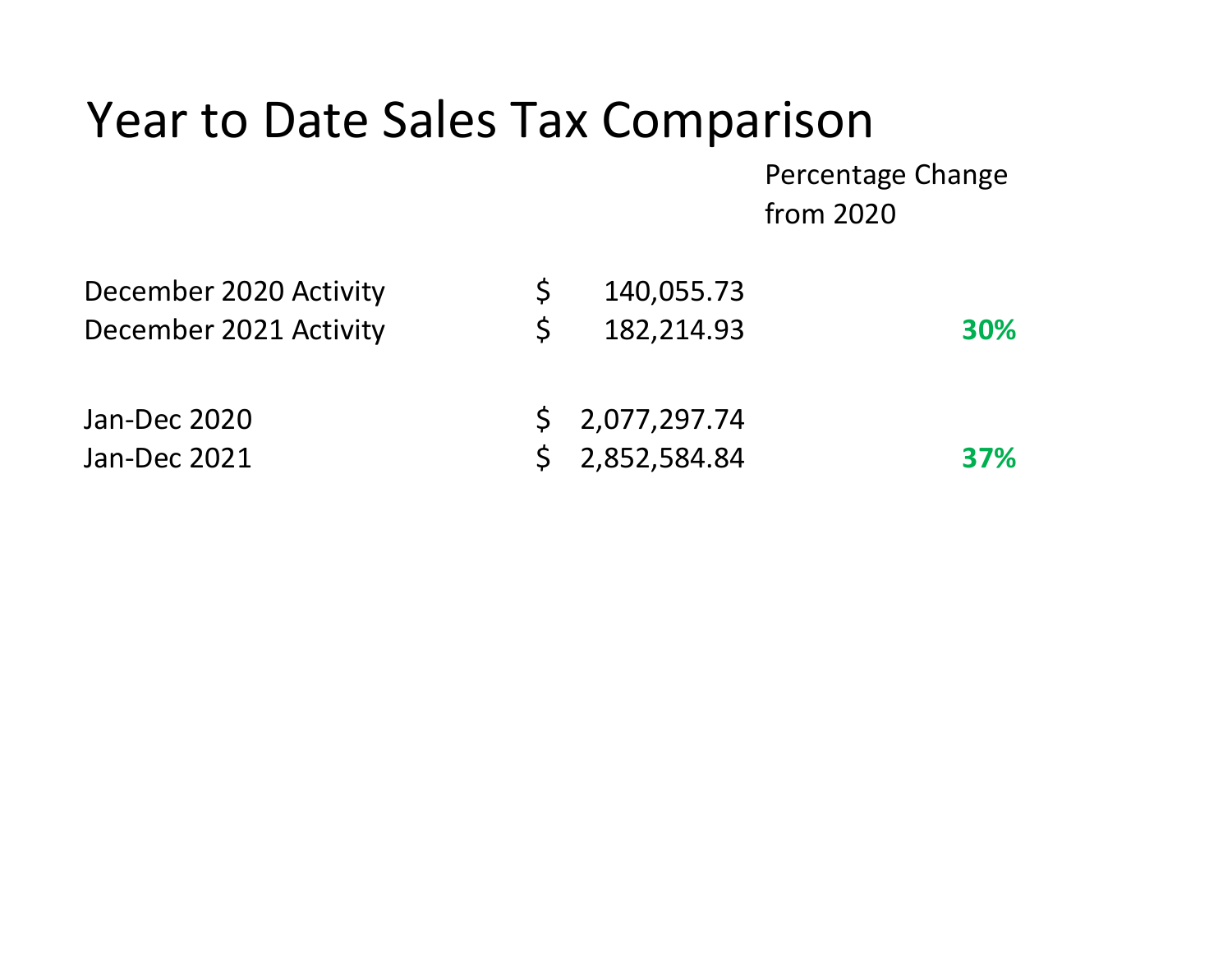# Year to Date Sales Tax Comparison

| | | Percentage Change from 2020 |
|---|---|---|
| December 2020 Activity | $ 140,055.73 | |
| December 2021 Activity | $ 182,214.93 | **30%** |
| | | |
| Jan-Dec 2020 | $ 2,077,297.74 | |
| Jan-Dec 2021 | $ 2,852,584.84 | **37%** |